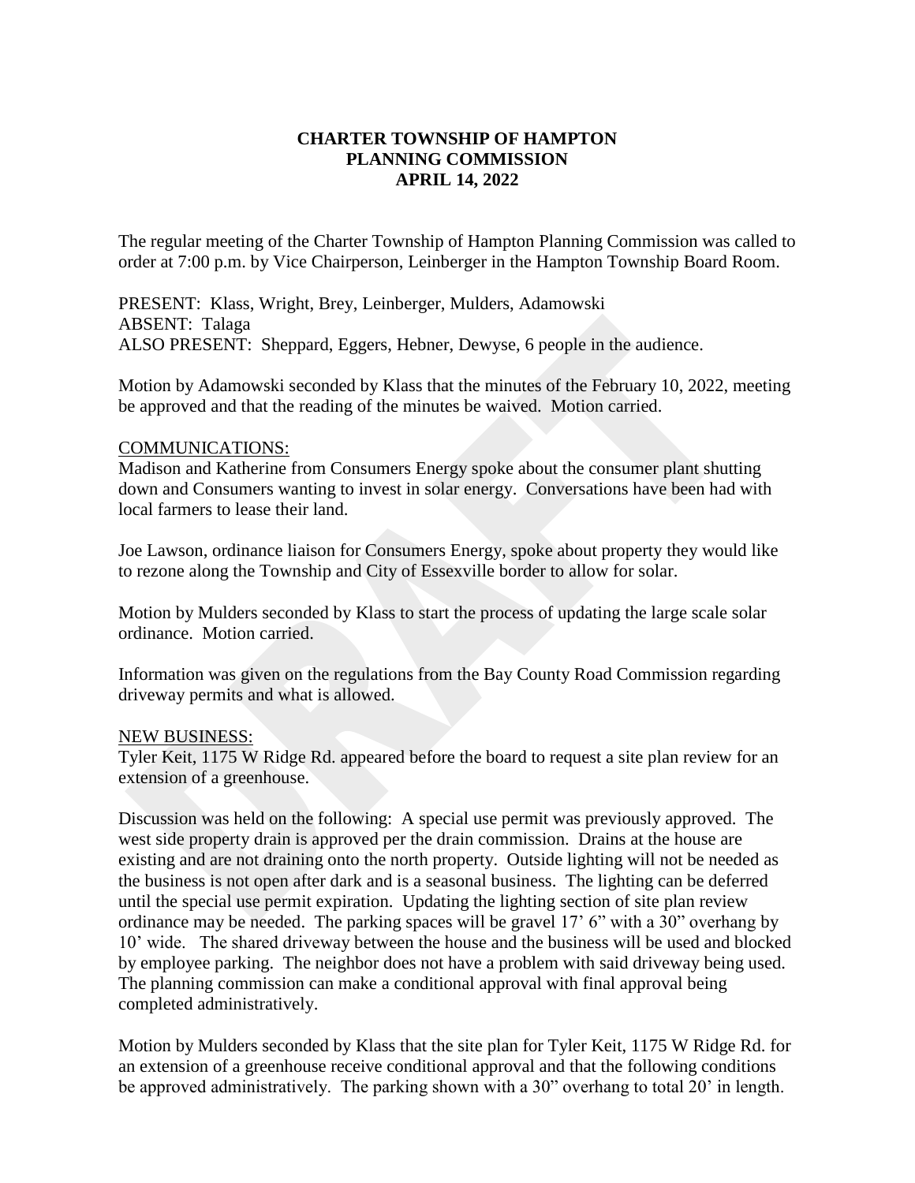**CHARTER TOWNSHIP OF HAMPTON**
**PLANNING COMMISSION**
**APRIL 14, 2022**

The regular meeting of the Charter Township of Hampton Planning Commission was called to order at 7:00 p.m. by Vice Chairperson, Leinberger in the Hampton Township Board Room.

PRESENT: Klass, Wright, Brey, Leinberger, Mulders, Adamowski
ABSENT: Talaga
ALSO PRESENT: Sheppard, Eggers, Hebner, Dewyse, 6 people in the audience.

Motion by Adamowski seconded by Klass that the minutes of the February 10, 2022, meeting be approved and that the reading of the minutes be waived. Motion carried.

COMMUNICATIONS:
Madison and Katherine from Consumers Energy spoke about the consumer plant shutting down and Consumers wanting to invest in solar energy. Conversations have been had with local farmers to lease their land.

Joe Lawson, ordinance liaison for Consumers Energy, spoke about property they would like to rezone along the Township and City of Essexville border to allow for solar.

Motion by Mulders seconded by Klass to start the process of updating the large scale solar ordinance. Motion carried.

Information was given on the regulations from the Bay County Road Commission regarding driveway permits and what is allowed.

NEW BUSINESS:
Tyler Keit, 1175 W Ridge Rd. appeared before the board to request a site plan review for an extension of a greenhouse.

Discussion was held on the following: A special use permit was previously approved. The west side property drain is approved per the drain commission. Drains at the house are existing and are not draining onto the north property. Outside lighting will not be needed as the business is not open after dark and is a seasonal business. The lighting can be deferred until the special use permit expiration. Updating the lighting section of site plan review ordinance may be needed. The parking spaces will be gravel 17' 6" with a 30" overhang by 10' wide. The shared driveway between the house and the business will be used and blocked by employee parking. The neighbor does not have a problem with said driveway being used. The planning commission can make a conditional approval with final approval being completed administratively.

Motion by Mulders seconded by Klass that the site plan for Tyler Keit, 1175 W Ridge Rd. for an extension of a greenhouse receive conditional approval and that the following conditions be approved administratively. The parking shown with a 30" overhang to total 20' in length.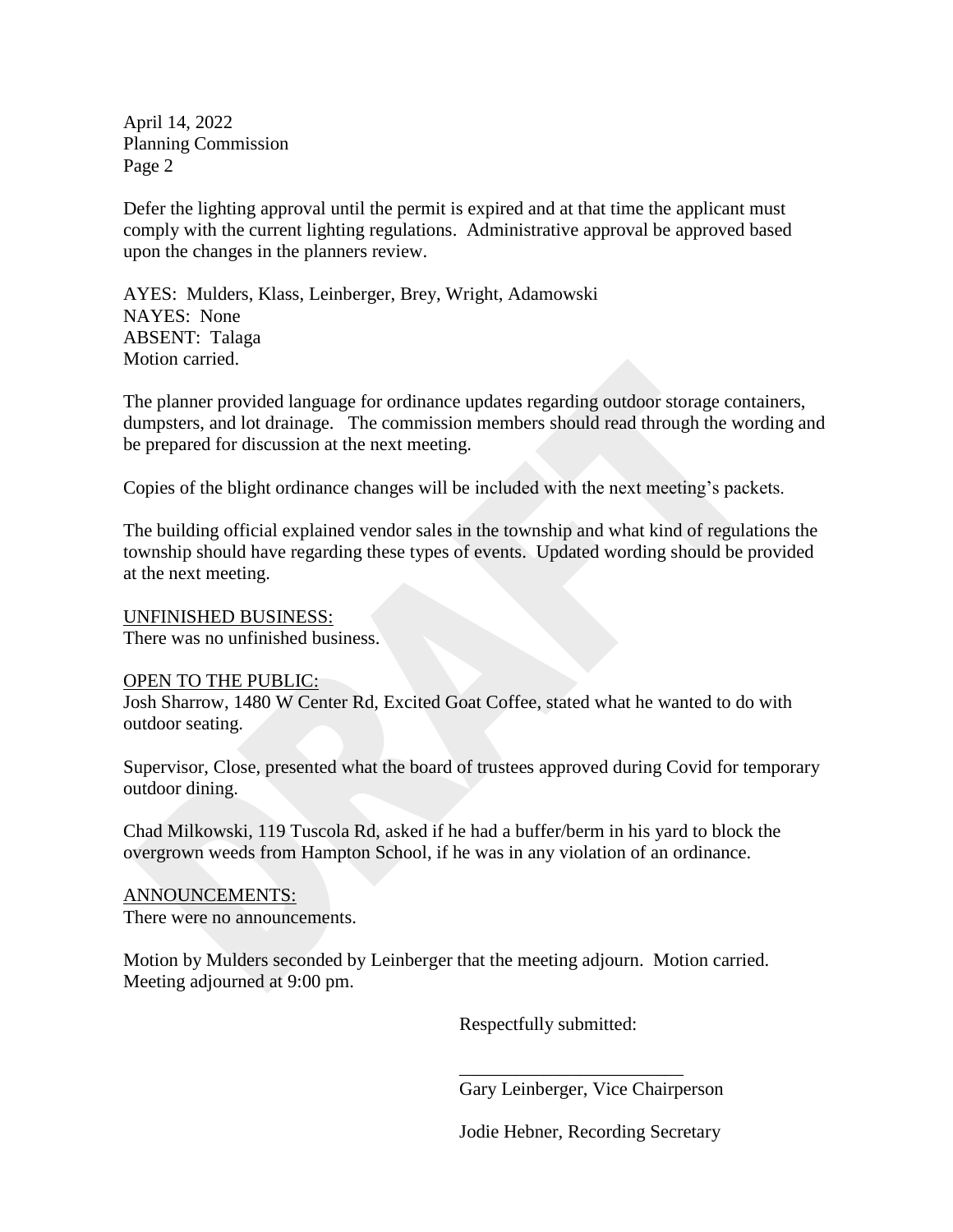Defer the lighting approval until the permit is expired and at that time the applicant must comply with the current lighting regulations. Administrative approval be approved based upon the changes in the planners review.

AYES: Mulders, Klass, Leinberger, Brey, Wright, Adamowski
NAYES: None
ABSENT: Talaga
Motion carried.

The planner provided language for ordinance updates regarding outdoor storage containers, dumpsters, and lot drainage. The commission members should read through the wording and be prepared for discussion at the next meeting.

Copies of the blight ordinance changes will be included with the next meeting's packets.

The building official explained vendor sales in the township and what kind of regulations the township should have regarding these types of events. Updated wording should be provided at the next meeting.

UNFINISHED BUSINESS:
There was no unfinished business.

OPEN TO THE PUBLIC:
Josh Sharrow, 1480 W Center Rd, Excited Goat Coffee, stated what he wanted to do with outdoor seating.

Supervisor, Close, presented what the board of trustees approved during Covid for temporary outdoor dining.

Chad Milkowski, 119 Tuscola Rd, asked if he had a buffer/berm in his yard to block the overgrown weeds from Hampton School, if he was in any violation of an ordinance.

ANNOUNCEMENTS:
There were no announcements.

Motion by Mulders seconded by Leinberger that the meeting adjourn. Motion carried.
Meeting adjourned at 9:00 pm.

Respectfully submitted:

\_\_\_\_\_\_\_\_\_\_\_\_\_\_\_\_\_\_\_\_\_\_\_\_\_
Gary Leinberger, Vice Chairperson

Jodie Hebner, Recording Secretary